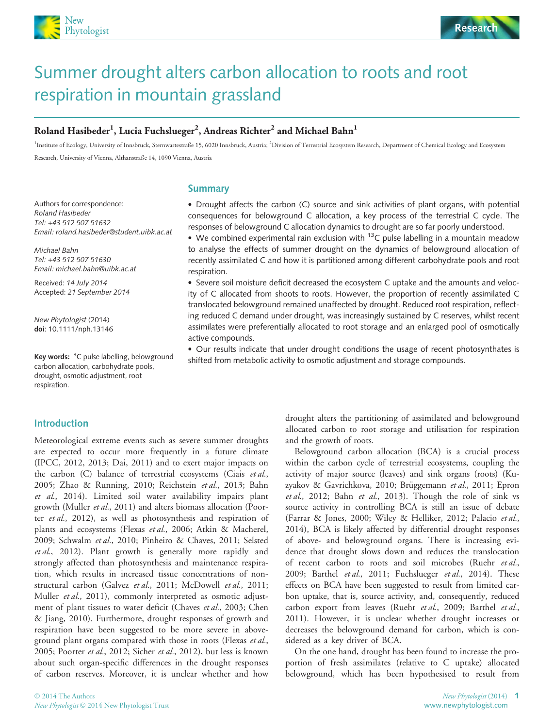# Summer drought alters carbon allocation to roots and root respiration in mountain grassland

**Roland Hasibeder[1], Lucia Fuchslueger[2], Andreas Richter[2] and Michael Bahn[1]**

[1]Institute of Ecology, University of Innsbruck, Sternwartestraße 15, 6020 Innsbruck, Austria; [2]Division of Terrestrial Ecosystem Research, Department of Chemical Ecology and Ecosystem Research, University of Vienna, Althanstraße 14, 1090 Vienna, Austria

Authors for correspondence:
*Roland Hasibeder*
*Tel: +43 512 507 51632*
*Email: roland.hasibeder@student.uibk.ac.at*

*Michael Bahn*
*Tel: +43 512 507 51630*
*Email: michael.bahn@uibk.ac.at*

Received: *14 July 2014*
Accepted: *21 September 2014*

*New Phytologist* (2014)
**doi**: 10.1111/nph.13146

**Key words:** $^{13}$C pulse labelling, belowground carbon allocation, carbohydrate pools, drought, osmotic adjustment, root respiration.

## Summary

- Drought affects the carbon (C) source and sink activities of plant organs, with potential consequences for belowground C allocation, a key process of the terrestrial C cycle. The responses of belowground C allocation dynamics to drought are so far poorly understood.
- We combined experimental rain exclusion with $^{13}$C pulse labelling in a mountain meadow to analyse the effects of summer drought on the dynamics of belowground allocation of recently assimilated C and how it is partitioned among different carbohydrate pools and root respiration.
- Severe soil moisture deficit decreased the ecosystem C uptake and the amounts and velocity of C allocated from shoots to roots. However, the proportion of recently assimilated C translocated belowground remained unaffected by drought. Reduced root respiration, reflecting reduced C demand under drought, was increasingly sustained by C reserves, whilst recent assimilates were preferentially allocated to root storage and an enlarged pool of osmotically active compounds.
- Our results indicate that under drought conditions the usage of recent photosynthates is shifted from metabolic activity to osmotic adjustment and storage compounds.

## Introduction

Meteorological extreme events such as severe summer droughts are expected to occur more frequently in a future climate (IPCC, 2012, 2013; Dai, 2011) and to exert major impacts on the carbon (C) balance of terrestrial ecosystems (Ciais *et al.*, 2005; Zhao & Running, 2010; Reichstein *et al.*, 2013; Bahn *et al.*, 2014). Limited soil water availability impairs plant growth (Muller *et al.*, 2011) and alters biomass allocation (Poorter *et al.*, 2012), as well as photosynthesis and respiration of plants and ecosystems (Flexas *et al.*, 2006; Atkin & Macherel, 2009; Schwalm *et al.*, 2010; Pinheiro & Chaves, 2011; Selsted *et al.*, 2012). Plant growth is generally more rapidly and strongly affected than photosynthesis and maintenance respiration, which results in increased tissue concentrations of non-structural carbon (Galvez *et al.*, 2011; McDowell *et al.*, 2011; Muller *et al.*, 2011), commonly interpreted as osmotic adjustment of plant tissues to water deficit (Chaves *et al.*, 2003; Chen & Jiang, 2010). Furthermore, drought responses of growth and respiration have been suggested to be more severe in aboveground plant organs compared with those in roots (Flexas *et al.*, 2005; Poorter *et al.*, 2012; Sicher *et al.*, 2012), but less is known about such organ-specific differences in the drought responses of carbon reserves. Moreover, it is unclear whether and how drought alters the partitioning of assimilated and belowground allocated carbon to root storage and utilisation for respiration and the growth of roots.

Belowground carbon allocation (BCA) is a crucial process within the carbon cycle of terrestrial ecosystems, coupling the activity of major source (leaves) and sink organs (roots) (Kuzyakov & Gavrichkova, 2010; Brüggemann *et al.*, 2011; Epron *et al.*, 2012; Bahn *et al.*, 2013). Though the role of sink vs source activity in controlling BCA is still an issue of debate (Farrar & Jones, 2000; Wiley & Helliker, 2012; Palacio *et al.*, 2014), BCA is likely affected by differential drought responses of above- and belowground organs. There is increasing evidence that drought slows down and reduces the translocation of recent carbon to roots and soil microbes (Ruehr *et al.*, 2009; Barthel *et al.*, 2011; Fuchslueger *et al.*, 2014). These effects on BCA have been suggested to result from limited carbon uptake, that is, source activity, and, consequently, reduced carbon export from leaves (Ruehr *et al.*, 2009; Barthel *et al.*, 2011). However, it is unclear whether drought increases or decreases the belowground demand for carbon, which is considered as a key driver of BCA.

On the one hand, drought has been found to increase the proportion of fresh assimilates (relative to C uptake) allocated belowground, which has been hypothesised to result from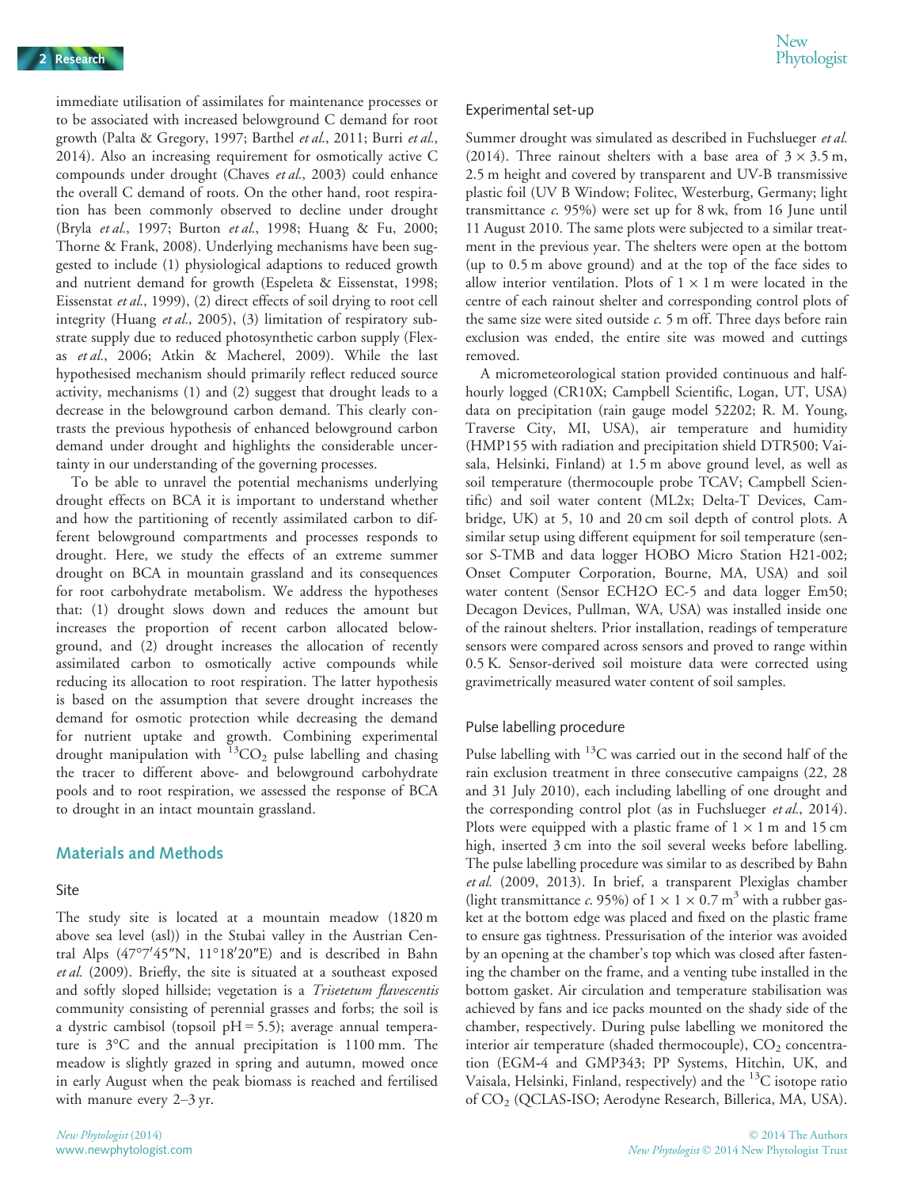immediate utilisation of assimilates for maintenance processes or to be associated with increased belowground C demand for root growth (Palta & Gregory, 1997; Barthel *et al.*, 2011; Burri *et al.*, 2014). Also an increasing requirement for osmotically active C compounds under drought (Chaves *et al.*, 2003) could enhance the overall C demand of roots. On the other hand, root respiration has been commonly observed to decline under drought (Bryla *et al.*, 1997; Burton *et al.*, 1998; Huang & Fu, 2000; Thorne & Frank, 2008). Underlying mechanisms have been suggested to include (1) physiological adaptions to reduced growth and nutrient demand for growth (Espeleta & Eissenstat, 1998; Eissenstat *et al.*, 1999), (2) direct effects of soil drying to root cell integrity (Huang *et al.*, 2005), (3) limitation of respiratory substrate supply due to reduced photosynthetic carbon supply (Flexas *et al.*, 2006; Atkin & Macherel, 2009). While the last hypothesised mechanism should primarily reflect reduced source activity, mechanisms (1) and (2) suggest that drought leads to a decrease in the belowground carbon demand. This clearly contrasts the previous hypothesis of enhanced belowground carbon demand under drought and highlights the considerable uncertainty in our understanding of the governing processes.

To be able to unravel the potential mechanisms underlying drought effects on BCA it is important to understand whether and how the partitioning of recently assimilated carbon to different belowground compartments and processes responds to drought. Here, we study the effects of an extreme summer drought on BCA in mountain grassland and its consequences for root carbohydrate metabolism. We address the hypotheses that: (1) drought slows down and reduces the amount but increases the proportion of recent carbon allocated belowground, and (2) drought increases the allocation of recently assimilated carbon to osmotically active compounds while reducing its allocation to root respiration. The latter hypothesis is based on the assumption that severe drought increases the demand for osmotic protection while decreasing the demand for nutrient uptake and growth. Combining experimental drought manipulation with $^{13}CO_2$ pulse labelling and chasing the tracer to different above- and belowground carbohydrate pools and to root respiration, we assessed the response of BCA to drought in an intact mountain grassland.

## Materials and Methods

### Site

The study site is located at a mountain meadow (1820 m above sea level (asl)) in the Stubai valley in the Austrian Central Alps (47°7′45″N, 11°18′20″E) and is described in Bahn *et al.* (2009). Briefly, the site is situated at a southeast exposed and softly sloped hillside; vegetation is a *Trisetetum flavescentis* community consisting of perennial grasses and forbs; the soil is a dystric cambisol (topsoil pH = 5.5); average annual temperature is 3°C and the annual precipitation is 1100 mm. The meadow is slightly grazed in spring and autumn, mowed once in early August when the peak biomass is reached and fertilised with manure every 2–3 yr.

### Experimental set-up

Summer drought was simulated as described in Fuchslueger *et al.* (2014). Three rainout shelters with a base area of 3 × 3.5 m, 2.5 m height and covered by transparent and UV-B transmissive plastic foil (UV B Window; Folitec, Westerburg, Germany; light transmittance *c.* 95%) were set up for 8 wk, from 16 June until 11 August 2010. The same plots were subjected to a similar treatment in the previous year. The shelters were open at the bottom (up to 0.5 m above ground) and at the top of the face sides to allow interior ventilation. Plots of 1 × 1 m were located in the centre of each rainout shelter and corresponding control plots of the same size were sited outside *c.* 5 m off. Three days before rain exclusion was ended, the entire site was mowed and cuttings removed.

A micrometeorological station provided continuous and half-hourly logged (CR10X; Campbell Scientific, Logan, UT, USA) data on precipitation (rain gauge model 52202; R. M. Young, Traverse City, MI, USA), air temperature and humidity (HMP155 with radiation and precipitation shield DTR500; Vaisala, Helsinki, Finland) at 1.5 m above ground level, as well as soil temperature (thermocouple probe TCAV; Campbell Scientific) and soil water content (ML2x; Delta-T Devices, Cambridge, UK) at 5, 10 and 20 cm soil depth of control plots. A similar setup using different equipment for soil temperature (sensor S-TMB and data logger HOBO Micro Station H21-002; Onset Computer Corporation, Bourne, MA, USA) and soil water content (Sensor ECH2O EC-5 and data logger Em50; Decagon Devices, Pullman, WA, USA) was installed inside one of the rainout shelters. Prior installation, readings of temperature sensors were compared across sensors and proved to range within 0.5 K. Sensor-derived soil moisture data were corrected using gravimetrically measured water content of soil samples.

### Pulse labelling procedure

Pulse labelling with $^{13}C$ was carried out in the second half of the rain exclusion treatment in three consecutive campaigns (22, 28 and 31 July 2010), each including labelling of one drought and the corresponding control plot (as in Fuchslueger *et al.*, 2014). Plots were equipped with a plastic frame of 1 × 1 m and 15 cm high, inserted 3 cm into the soil several weeks before labelling. The pulse labelling procedure was similar to as described by Bahn *et al.* (2009, 2013). In brief, a transparent Plexiglas chamber (light transmittance *c.* 95%) of 1 × 1 × 0.7 m$^3$ with a rubber gasket at the bottom edge was placed and fixed on the plastic frame to ensure gas tightness. Pressurisation of the interior was avoided by an opening at the chamber's top which was closed after fastening the chamber on the frame, and a venting tube installed in the bottom gasket. Air circulation and temperature stabilisation was achieved by fans and ice packs mounted on the shady side of the chamber, respectively. During pulse labelling we monitored the interior air temperature (shaded thermocouple), $CO_2$ concentration (EGM-4 and GMP343; PP Systems, Hitchin, UK, and Vaisala, Helsinki, Finland, respectively) and the $^{13}C$ isotope ratio of $CO_2$ (QCLAS-ISO; Aerodyne Research, Billerica, MA, USA).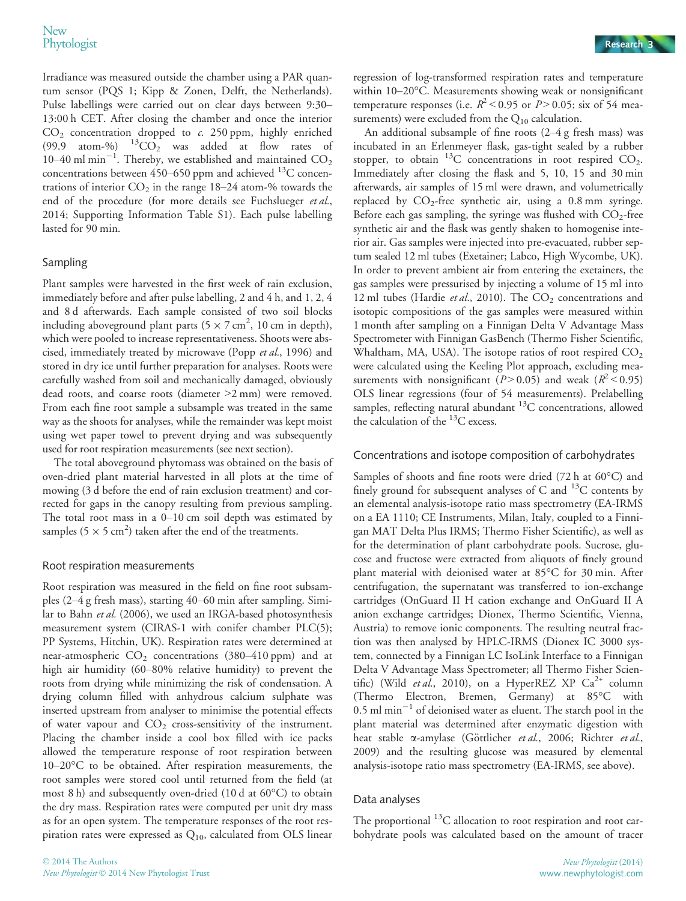Irradiance was measured outside the chamber using a PAR quantum sensor (PQS 1; Kipp & Zonen, Delft, the Netherlands). Pulse labellings were carried out on clear days between 9:30–13:00 h CET. After closing the chamber and once the interior $CO_2$ concentration dropped to *c.* 250 ppm, highly enriched (99.9 atom-%) $^{13}CO_2$ was added at flow rates of 10–40 ml $min^{-1}$. Thereby, we established and maintained $CO_2$ concentrations between 450–650 ppm and achieved $^{13}C$ concentrations of interior $CO_2$ in the range 18–24 atom-% towards the end of the procedure (for more details see Fuchslueger *et al.*, 2014; Supporting Information Table S1). Each pulse labelling lasted for 90 min.

## Sampling

Plant samples were harvested in the first week of rain exclusion, immediately before and after pulse labelling, 2 and 4 h, and 1, 2, 4 and 8 d afterwards. Each sample consisted of two soil blocks including aboveground plant parts (5 × 7 $cm^2$, 10 cm in depth), which were pooled to increase representativeness. Shoots were abscised, immediately treated by microwave (Popp *et al.*, 1996) and stored in dry ice until further preparation for analyses. Roots were carefully washed from soil and mechanically damaged, obviously dead roots, and coarse roots (diameter >2 mm) were removed. From each fine root sample a subsample was treated in the same way as the shoots for analyses, while the remainder was kept moist using wet paper towel to prevent drying and was subsequently used for root respiration measurements (see next section).

The total aboveground phytomass was obtained on the basis of oven-dried plant material harvested in all plots at the time of mowing (3 d before the end of rain exclusion treatment) and corrected for gaps in the canopy resulting from previous sampling. The total root mass in a 0–10 cm soil depth was estimated by samples (5 × 5 $cm^2$) taken after the end of the treatments.

## Root respiration measurements

Root respiration was measured in the field on fine root subsamples (2–4 g fresh mass), starting 40–60 min after sampling. Similar to Bahn *et al.* (2006), we used an IRGA-based photosynthesis measurement system (CIRAS-1 with conifer chamber PLC(5); PP Systems, Hitchin, UK). Respiration rates were determined at near-atmospheric $CO_2$ concentrations (380–410 ppm) and at high air humidity (60–80% relative humidity) to prevent the roots from drying while minimizing the risk of condensation. A drying column filled with anhydrous calcium sulphate was inserted upstream from analyser to minimise the potential effects of water vapour and $CO_2$ cross-sensitivity of the instrument. Placing the chamber inside a cool box filled with ice packs allowed the temperature response of root respiration between 10–20°C to be obtained. After respiration measurements, the root samples were stored cool until returned from the field (at most 8 h) and subsequently oven-dried (10 d at 60°C) to obtain the dry mass. Respiration rates were computed per unit dry mass as for an open system. The temperature responses of the root respiration rates were expressed as $Q_{10}$, calculated from OLS linear regression of log-transformed respiration rates and temperature within 10–20°C. Measurements showing weak or nonsignificant temperature responses (i.e. $R^2 < 0.95$ or $P > 0.05$; six of 54 measurements) were excluded from the $Q_{10}$ calculation.

An additional subsample of fine roots (2–4 g fresh mass) was incubated in an Erlenmeyer flask, gas-tight sealed by a rubber stopper, to obtain $^{13}C$ concentrations in root respired $CO_2$. Immediately after closing the flask and 5, 10, 15 and 30 min afterwards, air samples of 15 ml were drawn, and volumetrically replaced by $CO_2$-free synthetic air, using a 0.8 mm syringe. Before each gas sampling, the syringe was flushed with $CO_2$-free synthetic air and the flask was gently shaken to homogenise interior air. Gas samples were injected into pre-evacuated, rubber septum sealed 12 ml tubes (Exetainer; Labco, High Wycombe, UK). In order to prevent ambient air from entering the exetainers, the gas samples were pressurised by injecting a volume of 15 ml into 12 ml tubes (Hardie *et al.*, 2010). The $CO_2$ concentrations and isotopic compositions of the gas samples were measured within 1 month after sampling on a Finnigan Delta V Advantage Mass Spectrometer with Finnigan GasBench (Thermo Fisher Scientific, Whaltham, MA, USA). The isotope ratios of root respired $CO_2$ were calculated using the Keeling Plot approach, excluding measurements with nonsignificant ($P > 0.05$) and weak ($R^2 < 0.95$) OLS linear regressions (four of 54 measurements). Prelabelling samples, reflecting natural abundant $^{13}C$ concentrations, allowed the calculation of the $^{13}C$ excess.

## Concentrations and isotope composition of carbohydrates

Samples of shoots and fine roots were dried (72 h at 60°C) and finely ground for subsequent analyses of C and $^{13}C$ contents by an elemental analysis-isotope ratio mass spectrometry (EA-IRMS on a EA 1110; CE Instruments, Milan, Italy, coupled to a Finnigan MAT Delta Plus IRMS; Thermo Fisher Scientific), as well as for the determination of plant carbohydrate pools. Sucrose, glucose and fructose were extracted from aliquots of finely ground plant material with deionised water at 85°C for 30 min. After centrifugation, the supernatant was transferred to ion-exchange cartridges (OnGuard II H cation exchange and OnGuard II A anion exchange cartridges; Dionex, Thermo Scientific, Vienna, Austria) to remove ionic components. The resulting neutral fraction was then analysed by HPLC-IRMS (Dionex IC 3000 system, connected by a Finnigan LC IsoLink Interface to a Finnigan Delta V Advantage Mass Spectrometer; all Thermo Fisher Scientific) (Wild *et al.*, 2010), on a HyperREZ XP $Ca^{2+}$ column (Thermo Electron, Bremen, Germany) at 85°C with 0.5 ml $min^{-1}$ of deionised water as eluent. The starch pool in the plant material was determined after enzymatic digestion with heat stable α-amylase (Göttlicher *et al.*, 2006; Richter *et al.*, 2009) and the resulting glucose was measured by elemental analysis-isotope ratio mass spectrometry (EA-IRMS, see above).

## Data analyses

The proportional $^{13}C$ allocation to root respiration and root carbohydrate pools was calculated based on the amount of tracer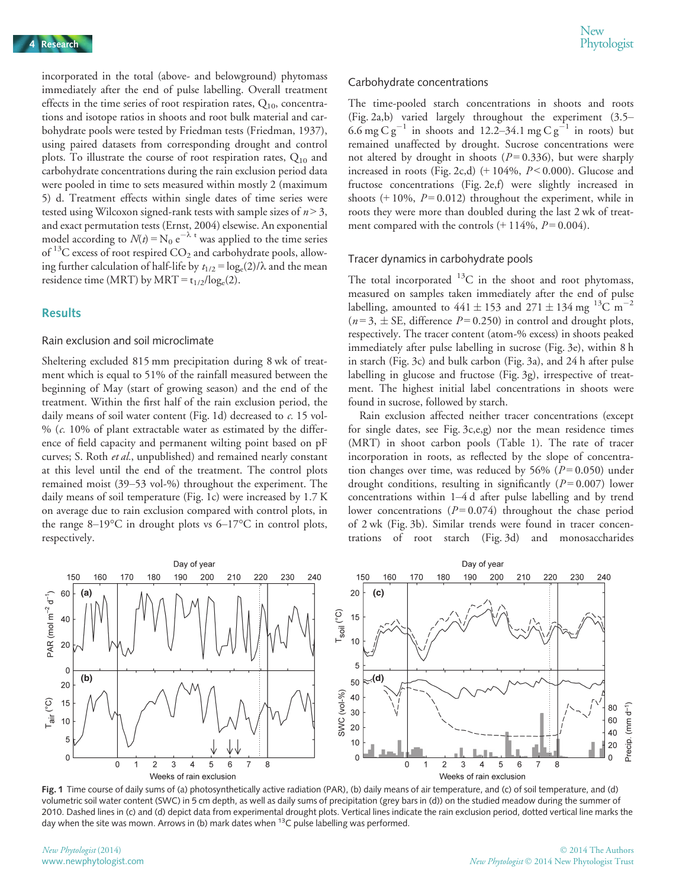incorporated in the total (above- and belowground) phytomass immediately after the end of pulse labelling. Overall treatment effects in the time series of root respiration rates, $Q_{10}$, concentrations and isotope ratios in shoots and root bulk material and carbohydrate pools were tested by Friedman tests (Friedman, 1937), using paired datasets from corresponding drought and control plots. To illustrate the course of root respiration rates, $Q_{10}$ and carbohydrate concentrations during the rain exclusion period data were pooled in time to sets measured within mostly 2 (maximum 5) d. Treatment effects within single dates of time series were tested using Wilcoxon signed-rank tests with sample sizes of $n > 3$, and exact permutation tests (Ernst, 2004) elsewhere. An exponential model according to $N(t) = N_0 \, e^{-\lambda \, t}$ was applied to the time series of $^{13}C$ excess of root respired $CO_2$ and carbohydrate pools, allowing further calculation of half-life by $t_{1/2} = \log_e(2)/\lambda$ and the mean residence time (MRT) by $MRT = t_{1/2}/\log_e(2)$.

## Results

### Rain exclusion and soil microclimate

Sheltering excluded 815 mm precipitation during 8 wk of treatment which is equal to 51% of the rainfall measured between the beginning of May (start of growing season) and the end of the treatment. Within the first half of the rain exclusion period, the daily means of soil water content (Fig. 1d) decreased to *c.* 15 vol-% (*c.* 10% of plant extractable water as estimated by the difference of field capacity and permanent wilting point based on pF curves; S. Roth *et al.*, unpublished) and remained nearly constant at this level until the end of the treatment. The control plots remained moist (39–53 vol-%) throughout the experiment. The daily means of soil temperature (Fig. 1c) were increased by 1.7 K on average due to rain exclusion compared with control plots, in the range 8–19°C in drought plots vs 6–17°C in control plots, respectively.

### Carbohydrate concentrations

The time-pooled starch concentrations in shoots and roots (Fig. 2a,b) varied largely throughout the experiment (3.5–6.6 mg C g$^{-1}$ in shoots and 12.2–34.1 mg C g$^{-1}$ in roots) but remained unaffected by drought. Sucrose concentrations were not altered by drought in shoots ($P = 0.336$), but were sharply increased in roots (Fig. 2c,d) (+ 104%, $P < 0.000$). Glucose and fructose concentrations (Fig. 2e,f) were slightly increased in shoots (+ 10%, $P = 0.012$) throughout the experiment, while in roots they were more than doubled during the last 2 wk of treatment compared with the controls (+ 114%, $P = 0.004$).

### Tracer dynamics in carbohydrate pools

The total incorporated $^{13}C$ in the shoot and root phytomass, measured on samples taken immediately after the end of pulse labelling, amounted to 441 ± 153 and 271 ± 134 mg $^{13}C$ m$^{-2}$ ($n = 3$, ± SE, difference $P = 0.250$) in control and drought plots, respectively. The tracer content (atom-% excess) in shoots peaked immediately after pulse labelling in sucrose (Fig. 3e), within 8 h in starch (Fig. 3c) and bulk carbon (Fig. 3a), and 24 h after pulse labelling in glucose and fructose (Fig. 3g), irrespective of treatment. The highest initial label concentrations in shoots were found in sucrose, followed by starch.

Rain exclusion affected neither tracer concentrations (except for single dates, see Fig. 3c,e,g) nor the mean residence times (MRT) in shoot carbon pools (Table 1). The rate of tracer incorporation in roots, as reflected by the slope of concentration changes over time, was reduced by 56% ($P = 0.050$) under drought conditions, resulting in significantly ($P = 0.007$) lower concentrations within 1–4 d after pulse labelling and by trend lower concentrations ($P = 0.074$) throughout the chase period of 2 wk (Fig. 3b). Similar trends were found in tracer concentrations of root starch (Fig. 3d) and monosaccharides

**Fig. 1** Time course of daily sums of (a) photosynthetically active radiation (PAR), (b) daily means of air temperature, and (c) of soil temperature, and (d) volumetric soil water content (SWC) in 5 cm depth, as well as daily sums of precipitation (grey bars in (d)) on the studied meadow during the summer of 2010. Dashed lines in (c) and (d) depict data from experimental drought plots. Vertical lines indicate the rain exclusion period, dotted vertical line marks the day when the site was mown. Arrows in (b) mark dates when $^{13}C$ pulse labelling was performed.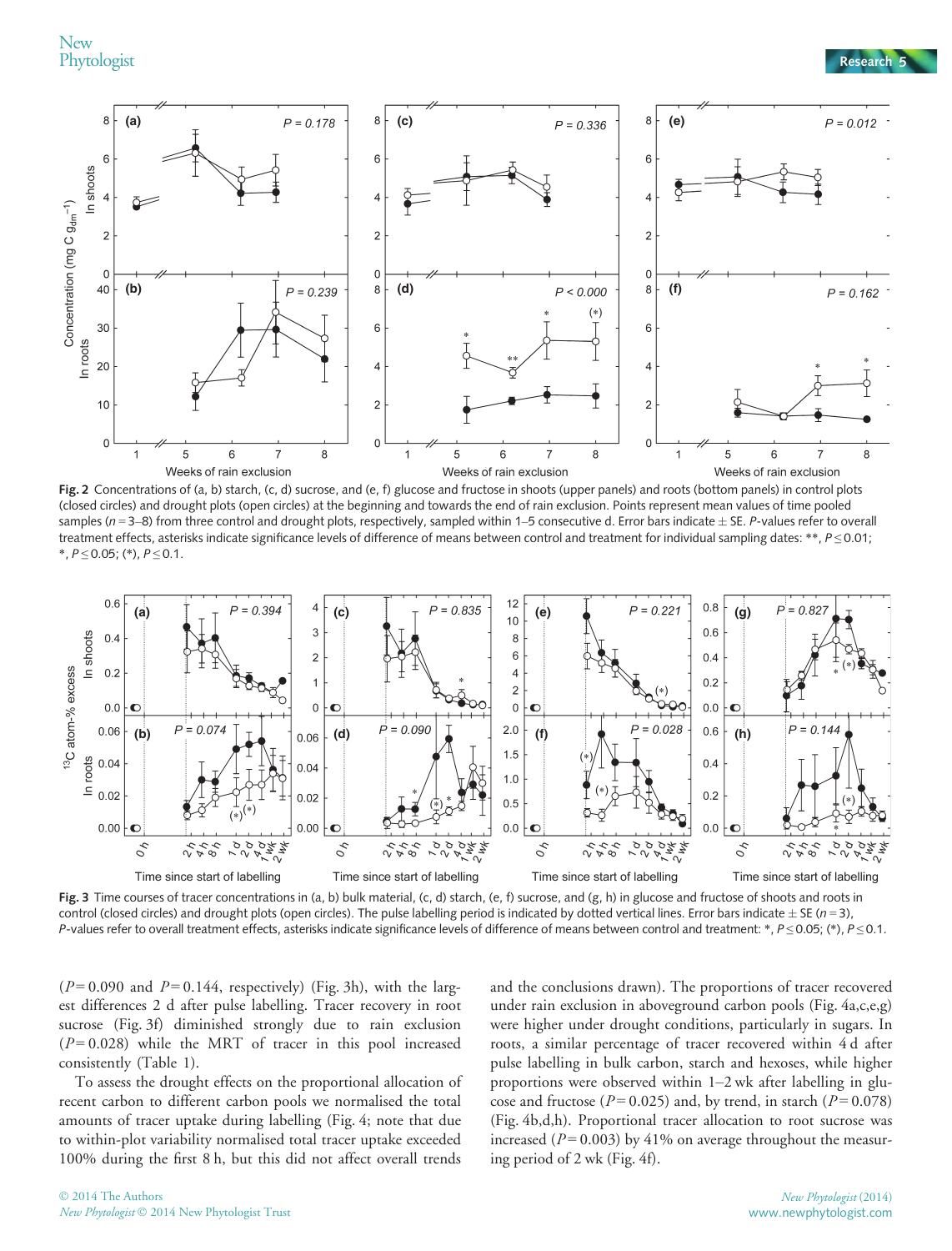**Fig. 2** Concentrations of (a, b) starch, (c, d) sucrose, and (e, f) glucose and fructose in shoots (upper panels) and roots (bottom panels) in control plots (closed circles) and drought plots (open circles) at the beginning and towards the end of rain exclusion. Points represent mean values of time pooled samples ($n = 3$–8) from three control and drought plots, respectively, sampled within 1–5 consecutive d. Error bars indicate ± SE. *P*-values refer to overall treatment effects, asterisks indicate significance levels of difference of means between control and treatment for individual sampling dates: **, $P \leq 0.01$; *, $P \leq 0.05$; (*), $P \leq 0.1$.

**Fig. 3** Time courses of tracer concentrations in (a, b) bulk material, (c, d) starch, (e, f) sucrose, and (g, h) in glucose and fructose of shoots and roots in control (closed circles) and drought plots (open circles). The pulse labelling period is indicated by dotted vertical lines. Error bars indicate ± SE ($n = 3$), *P*-values refer to overall treatment effects, asterisks indicate significance levels of difference of means between control and treatment: *, $P \leq 0.05$; (*), $P \leq 0.1$.

($P = 0.090$ and $P = 0.144$, respectively) (Fig. 3h), with the largest differences 2 d after pulse labelling. Tracer recovery in root sucrose (Fig. 3f) diminished strongly due to rain exclusion ($P = 0.028$) while the MRT of tracer in this pool increased consistently (Table 1).

To assess the drought effects on the proportional allocation of recent carbon to different carbon pools we normalised the total amounts of tracer uptake during labelling (Fig. 4; note that due to within-plot variability normalised total tracer uptake exceeded 100% during the first 8 h, but this did not affect overall trends and the conclusions drawn). The proportions of tracer recovered under rain exclusion in aboveground carbon pools (Fig. 4a,c,e,g) were higher under drought conditions, particularly in sugars. In roots, a similar percentage of tracer recovered within 4 d after pulse labelling in bulk carbon, starch and hexoses, while higher proportions were observed within 1–2 wk after labelling in glucose and fructose ($P = 0.025$) and, by trend, in starch ($P = 0.078$) (Fig. 4b,d,h). Proportional tracer allocation to root sucrose was increased ($P = 0.003$) by 41% on average throughout the measuring period of 2 wk (Fig. 4f).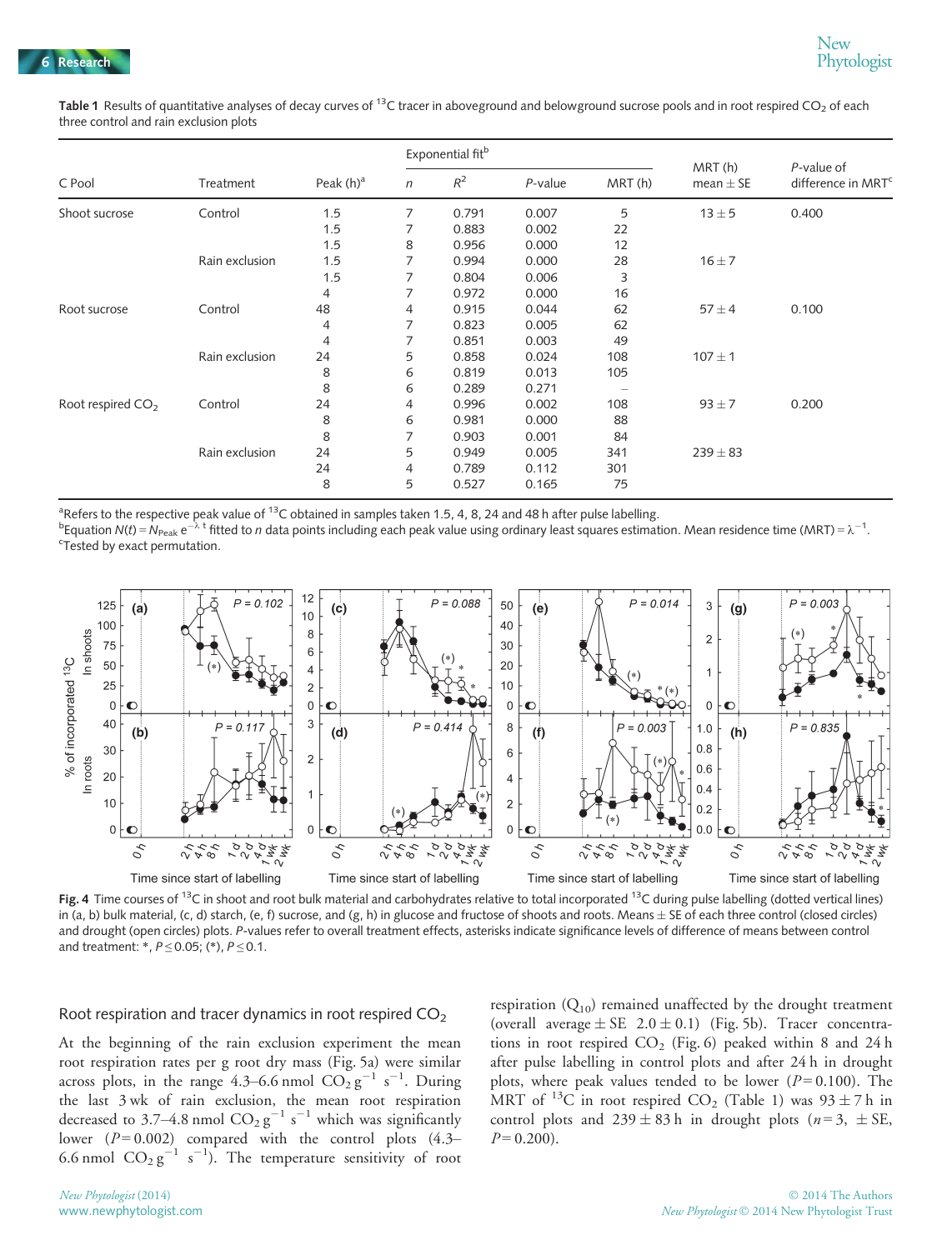**Table 1** Results of quantitative analyses of decay curves of $^{13}C$ tracer in aboveground and belowground sucrose pools and in root respired $CO_2$ of each three control and rain exclusion plots

| C Pool | Treatment | Peak (h)[a] | Exponential fit[b] | | | | MRT (h) mean ± SE | P-value of difference in MRT[c] |
|---|---|---|---|---|---|---|---|---|
| | | | $n$ | $R^2$ | P-value | MRT (h) | | |
| Shoot sucrose | Control | 1.5 | 7 | 0.791 | 0.007 | 5 | 13 ± 5 | 0.400 |
| | | 1.5 | 7 | 0.883 | 0.002 | 22 | | |
| | | 1.5 | 8 | 0.956 | 0.000 | 12 | | |
| | Rain exclusion | 1.5 | 7 | 0.994 | 0.000 | 28 | 16 ± 7 | |
| | | 1.5 | 7 | 0.804 | 0.006 | 3 | | |
| | | 4 | 7 | 0.972 | 0.000 | 16 | | |
| Root sucrose | Control | 48 | 4 | 0.915 | 0.044 | 62 | 57 ± 4 | 0.100 |
| | | 4 | 7 | 0.823 | 0.005 | 62 | | |
| | | 4 | 7 | 0.851 | 0.003 | 49 | | |
| | Rain exclusion | 24 | 5 | 0.858 | 0.024 | 108 | 107 ± 1 | |
| | | 8 | 6 | 0.819 | 0.013 | 105 | | |
| | | 8 | 6 | 0.289 | 0.271 | – | | |
| Root respired $CO_2$ | Control | 24 | 4 | 0.996 | 0.002 | 108 | 93 ± 7 | 0.200 |
| | | 8 | 6 | 0.981 | 0.000 | 88 | | |
| | | 8 | 7 | 0.903 | 0.001 | 84 | | |
| | Rain exclusion | 24 | 5 | 0.949 | 0.005 | 341 | 239 ± 83 | |
| | | 24 | 4 | 0.789 | 0.112 | 301 | | |
| | | 8 | 5 | 0.527 | 0.165 | 75 | | |

[a]Refers to the respective peak value of $^{13}C$ obtained in samples taken 1.5, 4, 8, 24 and 48 h after pulse labelling.
[b]Equation $N(t) = N_{Peak}\, e^{-\lambda t}$ fitted to $n$ data points including each peak value using ordinary least squares estimation. Mean residence time (MRT) = $\lambda^{-1}$.
[c]Tested by exact permutation.

**Fig. 4** Time courses of $^{13}C$ in shoot and root bulk material and carbohydrates relative to total incorporated $^{13}C$ during pulse labelling (dotted vertical lines) in (a, b) bulk material, (c, d) starch, (e, f) sucrose, and (g, h) in glucose and fructose of shoots and roots. Means ± SE of each three control (closed circles) and drought (open circles) plots. P-values refer to overall treatment effects, asterisks indicate significance levels of difference of means between control and treatment: *, $P \leq 0.05$; (*), $P \leq 0.1$.

## Root respiration and tracer dynamics in root respired $CO_2$

At the beginning of the rain exclusion experiment the mean root respiration rates per g root dry mass (Fig. 5a) were similar across plots, in the range 4.3–6.6 nmol $CO_2\,g^{-1}\,s^{-1}$. During the last 3 wk of rain exclusion, the mean root respiration decreased to 3.7–4.8 nmol $CO_2\,g^{-1}\,s^{-1}$ which was significantly lower ($P = 0.002$) compared with the control plots (4.3–6.6 nmol $CO_2\,g^{-1}\,s^{-1}$). The temperature sensitivity of root respiration ($Q_{10}$) remained unaffected by the drought treatment (overall average ± SE 2.0 ± 0.1) (Fig. 5b). Tracer concentrations in root respired $CO_2$ (Fig. 6) peaked within 8 and 24 h after pulse labelling in control plots and after 24 h in drought plots, where peak values tended to be lower ($P = 0.100$). The MRT of $^{13}C$ in root respired $CO_2$ (Table 1) was 93 ± 7 h in control plots and 239 ± 83 h in drought plots ($n = 3$, ± SE, $P = 0.200$).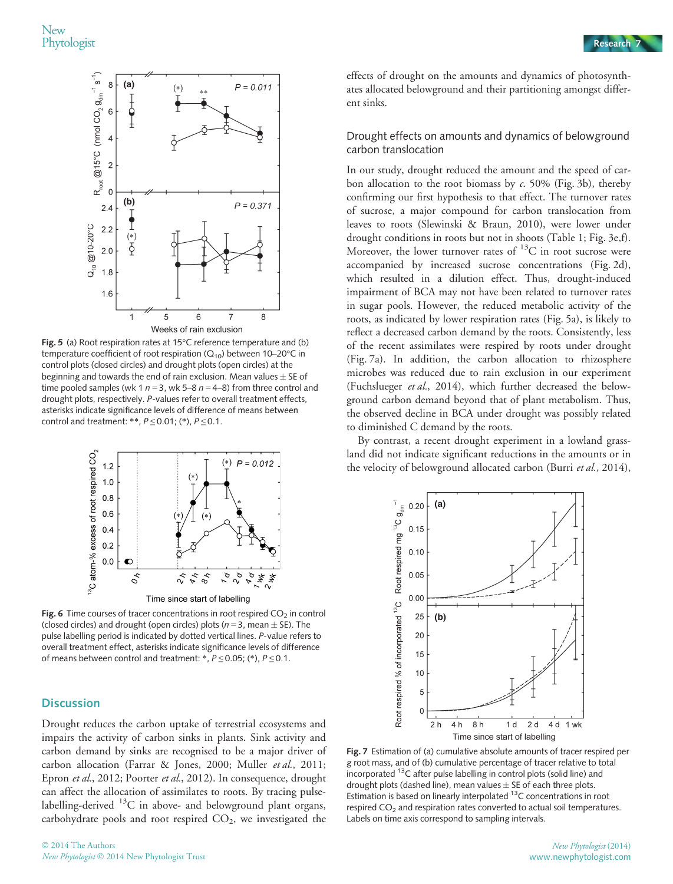Fig. 5 (a) Root respiration rates at 15°C reference temperature and (b) temperature coefficient of root respiration ($Q_{10}$) between 10–20°C in control plots (closed circles) and drought plots (open circles) at the beginning and towards the end of rain exclusion. Mean values ± SE of time pooled samples (wk 1 $n = 3$, wk 5–8 $n = 4$–8) from three control and drought plots, respectively. $P$-values refer to overall treatment effects, asterisks indicate significance levels of difference of means between control and treatment: **, $P \leq 0.01$; (*), $P \leq 0.1$.

Fig. 6 Time courses of tracer concentrations in root respired $CO_2$ in control (closed circles) and drought (open circles) plots ($n = 3$, mean ± SE). The pulse labelling period is indicated by dotted vertical lines. $P$-value refers to overall treatment effect, asterisks indicate significance levels of difference of means between control and treatment: *, $P \leq 0.05$; (*), $P \leq 0.1$.

## Discussion

Drought reduces the carbon uptake of terrestrial ecosystems and impairs the activity of carbon sinks in plants. Sink activity and carbon demand by sinks are recognised to be a major driver of carbon allocation (Farrar & Jones, 2000; Muller *et al.*, 2011; Epron *et al.*, 2012; Poorter *et al.*, 2012). In consequence, drought can affect the allocation of assimilates to roots. By tracing pulse-labelling-derived $^{13}C$ in above- and belowground plant organs, carbohydrate pools and root respired $CO_2$, we investigated the effects of drought on the amounts and dynamics of photosynthates allocated belowground and their partitioning amongst different sinks.

### Drought effects on amounts and dynamics of belowground carbon translocation

In our study, drought reduced the amount and the speed of carbon allocation to the root biomass by *c.* 50% (Fig. 3b), thereby confirming our first hypothesis to that effect. The turnover rates of sucrose, a major compound for carbon translocation from leaves to roots (Slewinski & Braun, 2010), were lower under drought conditions in roots but not in shoots (Table 1; Fig. 3e,f). Moreover, the lower turnover rates of $^{13}C$ in root sucrose were accompanied by increased sucrose concentrations (Fig. 2d), which resulted in a dilution effect. Thus, drought-induced impairment of BCA may not have been related to turnover rates in sugar pools. However, the reduced metabolic activity of the roots, as indicated by lower respiration rates (Fig. 5a), is likely to reflect a decreased carbon demand by the roots. Consistently, less of the recent assimilates were respired by roots under drought (Fig. 7a). In addition, the carbon allocation to rhizosphere microbes was reduced due to rain exclusion in our experiment (Fuchslueger *et al.*, 2014), which further decreased the belowground carbon demand beyond that of plant metabolism. Thus, the observed decline in BCA under drought was possibly related to diminished C demand by the roots.

By contrast, a recent drought experiment in a lowland grassland did not indicate significant reductions in the amounts or in the velocity of belowground allocated carbon (Burri *et al.*, 2014),

Fig. 7 Estimation of (a) cumulative absolute amounts of tracer respired per g root mass, and of (b) cumulative percentage of tracer relative to total incorporated $^{13}C$ after pulse labelling in control plots (solid line) and drought plots (dashed line), mean values ± SE of each three plots. Estimation is based on linearly interpolated $^{13}C$ concentrations in root respired $CO_2$ and respiration rates converted to actual soil temperatures. Labels on time axis correspond to sampling intervals.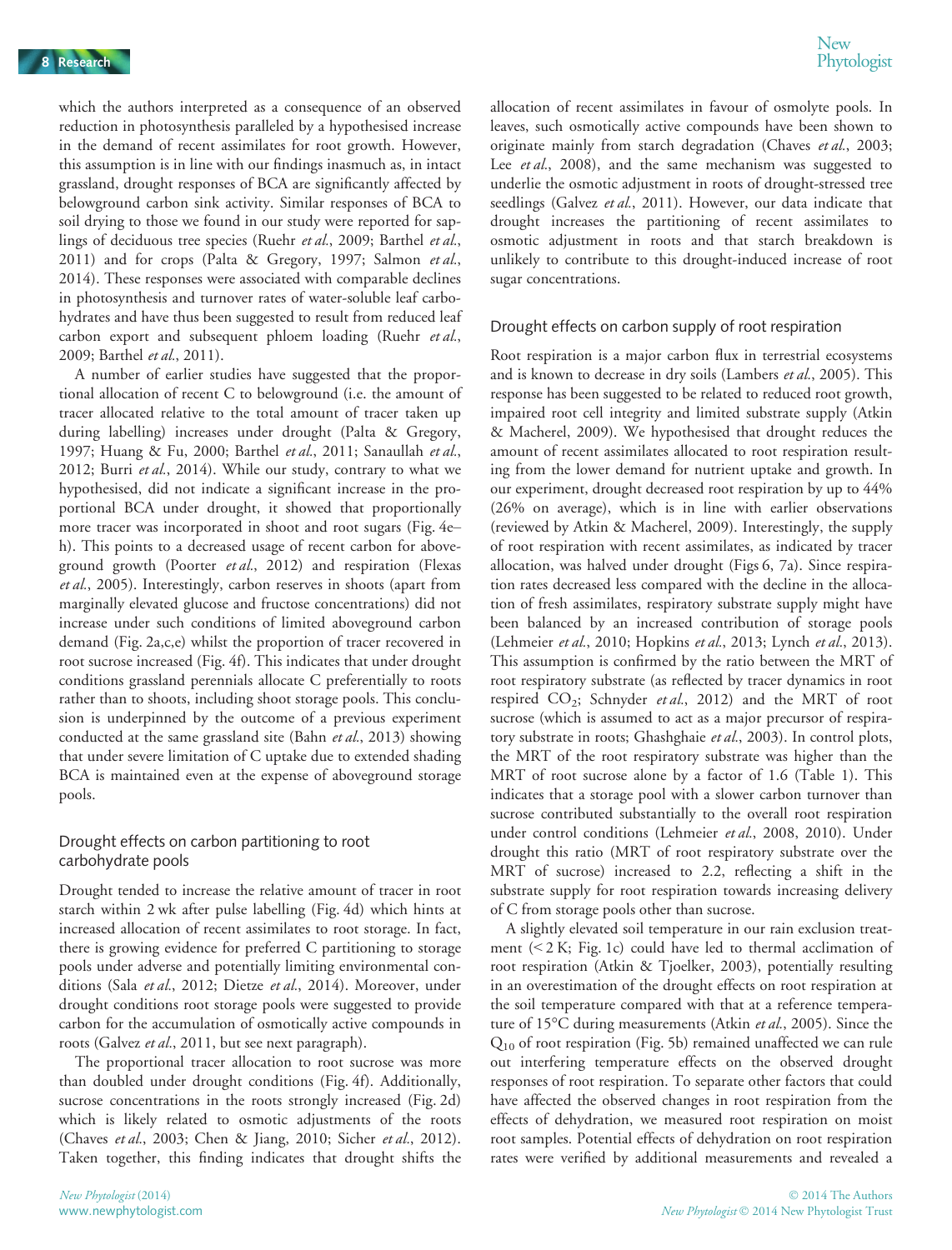which the authors interpreted as a consequence of an observed reduction in photosynthesis paralleled by a hypothesised increase in the demand of recent assimilates for root growth. However, this assumption is in line with our findings inasmuch as, in intact grassland, drought responses of BCA are significantly affected by belowground carbon sink activity. Similar responses of BCA to soil drying to those we found in our study were reported for saplings of deciduous tree species (Ruehr *et al.*, 2009; Barthel *et al.*, 2011) and for crops (Palta & Gregory, 1997; Salmon *et al.*, 2014). These responses were associated with comparable declines in photosynthesis and turnover rates of water-soluble leaf carbohydrates and have thus been suggested to result from reduced leaf carbon export and subsequent phloem loading (Ruehr *et al.*, 2009; Barthel *et al.*, 2011).

A number of earlier studies have suggested that the proportional allocation of recent C to belowground (i.e. the amount of tracer allocated relative to the total amount of tracer taken up during labelling) increases under drought (Palta & Gregory, 1997; Huang & Fu, 2000; Barthel *et al.*, 2011; Sanaullah *et al.*, 2012; Burri *et al.*, 2014). While our study, contrary to what we hypothesised, did not indicate a significant increase in the proportional BCA under drought, it showed that proportionally more tracer was incorporated in shoot and root sugars (Fig. 4e–h). This points to a decreased usage of recent carbon for aboveground growth (Poorter *et al.*, 2012) and respiration (Flexas *et al.*, 2005). Interestingly, carbon reserves in shoots (apart from marginally elevated glucose and fructose concentrations) did not increase under such conditions of limited aboveground carbon demand (Fig. 2a,c,e) whilst the proportion of tracer recovered in root sucrose increased (Fig. 4f). This indicates that under drought conditions grassland perennials allocate C preferentially to roots rather than to shoots, including shoot storage pools. This conclusion is underpinned by the outcome of a previous experiment conducted at the same grassland site (Bahn *et al.*, 2013) showing that under severe limitation of C uptake due to extended shading BCA is maintained even at the expense of aboveground storage pools.

## Drought effects on carbon partitioning to root carbohydrate pools

Drought tended to increase the relative amount of tracer in root starch within 2 wk after pulse labelling (Fig. 4d) which hints at increased allocation of recent assimilates to root storage. In fact, there is growing evidence for preferred C partitioning to storage pools under adverse and potentially limiting environmental conditions (Sala *et al.*, 2012; Dietze *et al.*, 2014). Moreover, under drought conditions root storage pools were suggested to provide carbon for the accumulation of osmotically active compounds in roots (Galvez *et al.*, 2011, but see next paragraph).

The proportional tracer allocation to root sucrose was more than doubled under drought conditions (Fig. 4f). Additionally, sucrose concentrations in the roots strongly increased (Fig. 2d) which is likely related to osmotic adjustments of the roots (Chaves *et al.*, 2003; Chen & Jiang, 2010; Sicher *et al.*, 2012). Taken together, this finding indicates that drought shifts the allocation of recent assimilates in favour of osmolyte pools. In leaves, such osmotically active compounds have been shown to originate mainly from starch degradation (Chaves *et al.*, 2003; Lee *et al.*, 2008), and the same mechanism was suggested to underlie the osmotic adjustment in roots of drought-stressed tree seedlings (Galvez *et al.*, 2011). However, our data indicate that drought increases the partitioning of recent assimilates to osmotic adjustment in roots and that starch breakdown is unlikely to contribute to this drought-induced increase of root sugar concentrations.

## Drought effects on carbon supply of root respiration

Root respiration is a major carbon flux in terrestrial ecosystems and is known to decrease in dry soils (Lambers *et al.*, 2005). This response has been suggested to be related to reduced root growth, impaired root cell integrity and limited substrate supply (Atkin & Macherel, 2009). We hypothesised that drought reduces the amount of recent assimilates allocated to root respiration resulting from the lower demand for nutrient uptake and growth. In our experiment, drought decreased root respiration by up to 44% (26% on average), which is in line with earlier observations (reviewed by Atkin & Macherel, 2009). Interestingly, the supply of root respiration with recent assimilates, as indicated by tracer allocation, was halved under drought (Figs 6, 7a). Since respiration rates decreased less compared with the decline in the allocation of fresh assimilates, respiratory substrate supply might have been balanced by an increased contribution of storage pools (Lehmeier *et al.*, 2010; Hopkins *et al.*, 2013; Lynch *et al.*, 2013). This assumption is confirmed by the ratio between the MRT of root respiratory substrate (as reflected by tracer dynamics in root respired $CO_2$; Schnyder *et al.*, 2012) and the MRT of root sucrose (which is assumed to act as a major precursor of respiratory substrate in roots; Ghashghaie *et al.*, 2003). In control plots, the MRT of the root respiratory substrate was higher than the MRT of root sucrose alone by a factor of 1.6 (Table 1). This indicates that a storage pool with a slower carbon turnover than sucrose contributed substantially to the overall root respiration under control conditions (Lehmeier *et al.*, 2008, 2010). Under drought this ratio (MRT of root respiratory substrate over the MRT of sucrose) increased to 2.2, reflecting a shift in the substrate supply for root respiration towards increasing delivery of C from storage pools other than sucrose.

A slightly elevated soil temperature in our rain exclusion treatment (< 2 K; Fig. 1c) could have led to thermal acclimation of root respiration (Atkin & Tjoelker, 2003), potentially resulting in an overestimation of the drought effects on root respiration at the soil temperature compared with that at a reference temperature of 15°C during measurements (Atkin *et al.*, 2005). Since the $Q_{10}$ of root respiration (Fig. 5b) remained unaffected we can rule out interfering temperature effects on the observed drought responses of root respiration. To separate other factors that could have affected the observed changes in root respiration from the effects of dehydration, we measured root respiration on moist root samples. Potential effects of dehydration on root respiration rates were verified by additional measurements and revealed a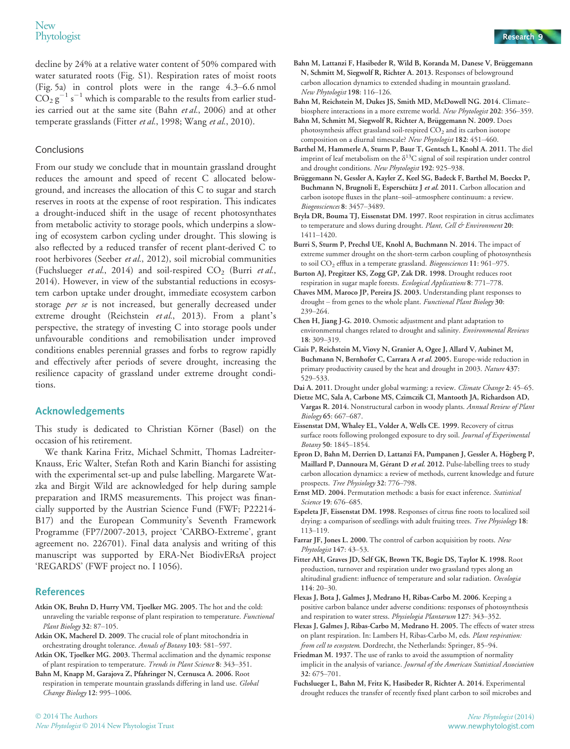decline by 24% at a relative water content of 50% compared with water saturated roots (Fig. S1). Respiration rates of moist roots (Fig. 5a) in control plots were in the range 4.3–6.6 nmol $CO_2$ $g^{-1}$ $s^{-1}$ which is comparable to the results from earlier studies carried out at the same site (Bahn *et al.*, 2006) and at other temperate grasslands (Fitter *et al.*, 1998; Wang *et al.*, 2010).

### Conclusions

From our study we conclude that in mountain grassland drought reduces the amount and speed of recent C allocated belowground, and increases the allocation of this C to sugar and starch reserves in roots at the expense of root respiration. This indicates a drought-induced shift in the usage of recent photosynthates from metabolic activity to storage pools, which underpins a slowing of ecosystem carbon cycling under drought. This slowing is also reflected by a reduced transfer of recent plant-derived C to root herbivores (Seeber *et al.*, 2012), soil microbial communities (Fuchslueger *et al.*, 2014) and soil-respired $CO_2$ (Burri *et al.*, 2014). However, in view of the substantial reductions in ecosystem carbon uptake under drought, immediate ecosystem carbon storage *per se* is not increased, but generally decreased under extreme drought (Reichstein *et al.*, 2013). From a plant's perspective, the strategy of investing C into storage pools under unfavourable conditions and remobilisation under improved conditions enables perennial grasses and forbs to regrow rapidly and effectively after periods of severe drought, increasing the resilience capacity of grassland under extreme drought conditions.

## Acknowledgements

This study is dedicated to Christian Körner (Basel) on the occasion of his retirement.

We thank Karina Fritz, Michael Schmitt, Thomas Ladreiter-Knauss, Eric Walter, Stefan Roth and Karin Bianchi for assisting with the experimental set-up and pulse labelling. Margarete Watzka and Birgit Wild are acknowledged for help during sample preparation and IRMS measurements. This project was financially supported by the Austrian Science Fund (FWF; P22214-B17) and the European Community's Seventh Framework Programme (FP7/2007-2013, project 'CARBO-Extreme', grant agreement no. 226701). Final data analysis and writing of this manuscript was supported by ERA-Net BiodivERsA project 'REGARDS' (FWF project no. I 1056).

## References

**Atkin OK, Bruhn D, Hurry VM, Tjoelker MG. 2005.** The hot and the cold: unraveling the variable response of plant respiration to temperature. *Functional Plant Biology* **32**: 87–105.

**Atkin OK, Macherel D. 2009.** The crucial role of plant mitochondria in orchestrating drought tolerance. *Annals of Botany* **103**: 581–597.

**Atkin OK, Tjoelker MG. 2003.** Thermal acclimation and the dynamic response of plant respiration to temperature. *Trends in Plant Science* **8**: 343–351.

**Bahn M, Knapp M, Garajova Z, Pfahringer N, Cernusca A. 2006.** Root respiration in temperate mountain grasslands differing in land use. *Global Change Biology* **12**: 995–1006.

**Bahn M, Lattanzi F, Hasibeder R, Wild B, Koranda M, Danese V, Brüggemann N, Schmitt M, Siegwolf R, Richter A. 2013.** Responses of belowground carbon allocation dynamics to extended shading in mountain grassland. *New Phytologist* **198**: 116–126.

**Bahn M, Reichstein M, Dukes JS, Smith MD, McDowell NG. 2014.** Climate–biosphere interactions in a more extreme world. *New Phytologist* **202**: 356–359.

**Bahn M, Schmitt M, Siegwolf R, Richter A, Brüggemann N. 2009.** Does photosynthesis affect grassland soil-respired $CO_2$ and its carbon isotope composition on a diurnal timescale? *New Phytologist* **182**: 451–460.

**Barthel M, Hammerle A, Sturm P, Baur T, Gentsch L, Knohl A. 2011.** The diel imprint of leaf metabolism on the $\delta^{13}C$ signal of soil respiration under control and drought conditions. *New Phytologist* **192**: 925–938.

**Brüggemann N, Gessler A, Kayler Z, Keel SG, Badeck F, Barthel M, Boeckx P, Buchmann N, Brugnoli E, Esperschütz J *et al.* 2011.** Carbon allocation and carbon isotope fluxes in the plant–soil–atmosphere continuum: a review. *Biogeosciences* **8**: 3457–3489.

**Bryla DR, Bouma TJ, Eissenstat DM. 1997.** Root respiration in citrus acclimates to temperature and slows during drought. *Plant, Cell & Environment* **20**: 1411–1420.

**Burri S, Sturm P, Prechsl UE, Knohl A, Buchmann N. 2014.** The impact of extreme summer drought on the short-term carbon coupling of photosynthesis to soil $CO_2$ efflux in a temperate grassland. *Biogeosciences* **11**: 961–975.

**Burton AJ, Pregitzer KS, Zogg GP, Zak DR. 1998.** Drought reduces root respiration in sugar maple forests. *Ecological Applications* **8**: 771–778.

**Chaves MM, Maroco JP, Pereira JS. 2003.** Understanding plant responses to drought – from genes to the whole plant. *Functional Plant Biology* **30**: 239–264.

**Chen H, Jiang J-G. 2010.** Osmotic adjustment and plant adaptation to environmental changes related to drought and salinity. *Environmental Reviews* **18**: 309–319.

**Ciais P, Reichstein M, Viovy N, Granier A, Ogee J, Allard V, Aubinet M, Buchmann N, Bernhofer C, Carrara A *et al.* 2005.** Europe-wide reduction in primary productivity caused by the heat and drought in 2003. *Nature* **437**: 529–533.

**Dai A. 2011.** Drought under global warming: a review. *Climate Change* **2**: 45–65.

**Dietze MC, Sala A, Carbone MS, Czimczik CI, Mantooth JA, Richardson AD, Vargas R. 2014.** Nonstructural carbon in woody plants. *Annual Review of Plant Biology* **65**: 667–687.

**Eissenstat DM, Whaley EL, Volder A, Wells CE. 1999.** Recovery of citrus surface roots following prolonged exposure to dry soil. *Journal of Experimental Botany* **50**: 1845–1854.

**Epron D, Bahn M, Derrien D, Lattanzi FA, Pumpanen J, Gessler A, Högberg P, Maillard P, Dannoura M, Gérant D *et al.* 2012.** Pulse-labelling trees to study carbon allocation dynamics: a review of methods, current knowledge and future prospects. *Tree Physiology* **32**: 776–798.

**Ernst MD. 2004.** Permutation methods: a basis for exact inference. *Statistical Science* **19**: 676–685.

**Espeleta JF, Eissenstat DM. 1998.** Responses of citrus fine roots to localized soil drying: a comparison of seedlings with adult fruiting trees. *Tree Physiology* **18**: 113–119.

**Farrar JF, Jones L. 2000.** The control of carbon acquisition by roots. *New Phytologist* **147**: 43–53.

**Fitter AH, Graves JD, Self GK, Brown TK, Bogie DS, Taylor K. 1998.** Root production, turnover and respiration under two grassland types along an altitudinal gradient: influence of temperature and solar radiation. *Oecologia* **114**: 20–30.

**Flexas J, Bota J, Galmes J, Medrano H, Ribas-Carbo M. 2006.** Keeping a positive carbon balance under adverse conditions: responses of photosynthesis and respiration to water stress. *Physiologia Plantarum* **127**: 343–352.

**Flexas J, Galmes J, Ribas-Carbo M, Medrano H. 2005.** The effects of water stress on plant respiration. In: Lambers H, Ribas-Carbo M, eds. *Plant respiration: from cell to ecosystem.* Dordrecht, the Netherlands: Springer, 85–94.

**Friedman M. 1937.** The use of ranks to avoid the assumption of normality implicit in the analysis of variance. *Journal of the American Statistical Association* **32**: 675–701.

**Fuchslueger L, Bahn M, Fritz K, Hasibeder R, Richter A. 2014.** Experimental drought reduces the transfer of recently fixed plant carbon to soil microbes and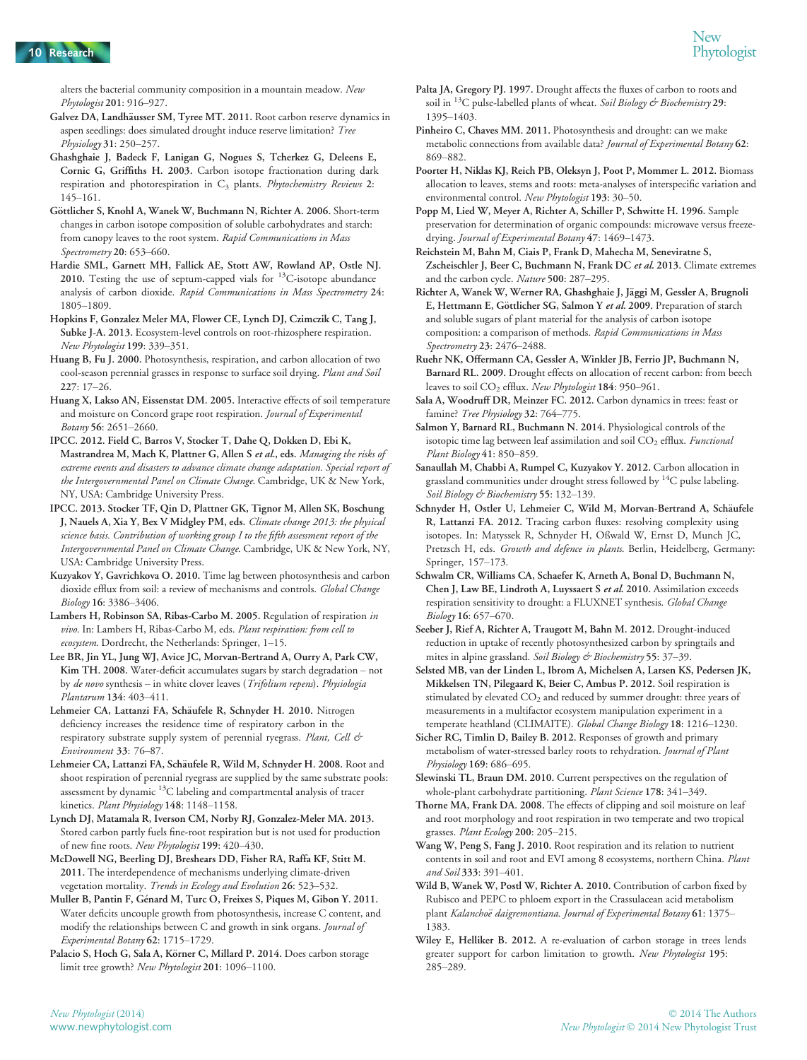alters the bacterial community composition in a mountain meadow. *New Phytologist* 201: 916–927.

**Galvez DA, Landhäusser SM, Tyree MT. 2011.** Root carbon reserve dynamics in aspen seedlings: does simulated drought induce reserve limitation? *Tree Physiology* 31: 250–257.

**Ghashghaie J, Badeck F, Lanigan G, Nogues S, Tcherkez G, Deleens E, Cornic G, Griffiths H. 2003.** Carbon isotope fractionation during dark respiration and photorespiration in $C_3$ plants. *Phytochemistry Reviews* 2: 145–161.

**Göttlicher S, Knohl A, Wanek W, Buchmann N, Richter A. 2006.** Short-term changes in carbon isotope composition of soluble carbohydrates and starch: from canopy leaves to the root system. *Rapid Communications in Mass Spectrometry* 20: 653–660.

**Hardie SML, Garnett MH, Fallick AE, Stott AW, Rowland AP, Ostle NJ. 2010.** Testing the use of septum-capped vials for $^{13}$C-isotope abundance analysis of carbon dioxide. *Rapid Communications in Mass Spectrometry* 24: 1805–1809.

**Hopkins F, Gonzalez Meler MA, Flower CE, Lynch DJ, Czimczik C, Tang J, Subke J-A. 2013.** Ecosystem-level controls on root-rhizosphere respiration. *New Phytologist* 199: 339–351.

**Huang B, Fu J. 2000.** Photosynthesis, respiration, and carbon allocation of two cool-season perennial grasses in response to surface soil drying. *Plant and Soil* 227: 17–26.

**Huang X, Lakso AN, Eissenstat DM. 2005.** Interactive effects of soil temperature and moisture on Concord grape root respiration. *Journal of Experimental Botany* 56: 2651–2660.

**IPCC. 2012.** Field C, Barros V, Stocker T, Dahe Q, Dokken D, Ebi K, Mastrandrea M, Mach K, Plattner G, Allen S *et al.*, eds. *Managing the risks of extreme events and disasters to advance climate change adaptation. Special report of the Intergovernmental Panel on Climate Change.* Cambridge, UK & New York, NY, USA: Cambridge University Press.

**IPCC. 2013.** Stocker TF, Qin D, Plattner GK, Tignor M, Allen SK, Boschung J, Nauels A, Xia Y, Bex V Midgley PM, eds. *Climate change 2013: the physical science basis. Contribution of working group I to the fifth assessment report of the Intergovernmental Panel on Climate Change.* Cambridge, UK & New York, NY, USA: Cambridge University Press.

**Kuzyakov Y, Gavrichkova O. 2010.** Time lag between photosynthesis and carbon dioxide efflux from soil: a review of mechanisms and controls. *Global Change Biology* 16: 3386–3406.

**Lambers H, Robinson SA, Ribas-Carbo M. 2005.** Regulation of respiration *in vivo*. In: Lambers H, Ribas-Carbo M, eds. *Plant respiration: from cell to ecosystem.* Dordrecht, the Netherlands: Springer, 1–15.

**Lee BR, Jin YL, Jung WJ, Avice JC, Morvan-Bertrand A, Ourry A, Park CW, Kim TH. 2008.** Water-deficit accumulates sugars by starch degradation – not by *de novo* synthesis – in white clover leaves (*Trifolium repens*). *Physiologia Plantarum* 134: 403–411.

**Lehmeier CA, Lattanzi FA, Schäufele R, Schnyder H. 2010.** Nitrogen deficiency increases the residence time of respiratory carbon in the respiratory substrate supply system of perennial ryegrass. *Plant, Cell & Environment* 33: 76–87.

**Lehmeier CA, Lattanzi FA, Schäufele R, Wild M, Schnyder H. 2008.** Root and shoot respiration of perennial ryegrass are supplied by the same substrate pools: assessment by dynamic $^{13}$C labeling and compartmental analysis of tracer kinetics. *Plant Physiology* 148: 1148–1158.

**Lynch DJ, Matamala R, Iverson CM, Norby RJ, Gonzalez-Meler MA. 2013.** Stored carbon partly fuels fine-root respiration but is not used for production of new fine roots. *New Phytologist* 199: 420–430.

**McDowell NG, Beerling DJ, Breshears DD, Fisher RA, Raffa KF, Stitt M. 2011.** The interdependence of mechanisms underlying climate-driven vegetation mortality. *Trends in Ecology and Evolution* 26: 523–532.

**Muller B, Pantin F, Génard M, Turc O, Freixes S, Piques M, Gibon Y. 2011.** Water deficits uncouple growth from photosynthesis, increase C content, and modify the relationships between C and growth in sink organs. *Journal of Experimental Botany* 62: 1715–1729.

**Palacio S, Hoch G, Sala A, Körner C, Millard P. 2014.** Does carbon storage limit tree growth? *New Phytologist* 201: 1096–1100.

**Palta JA, Gregory PJ. 1997.** Drought affects the fluxes of carbon to roots and soil in $^{13}$C pulse-labelled plants of wheat. *Soil Biology & Biochemistry* 29: 1395–1403.

**Pinheiro C, Chaves MM. 2011.** Photosynthesis and drought: can we make metabolic connections from available data? *Journal of Experimental Botany* 62: 869–882.

**Poorter H, Niklas KJ, Reich PB, Oleksyn J, Poot P, Mommer L. 2012.** Biomass allocation to leaves, stems and roots: meta-analyses of interspecific variation and environmental control. *New Phytologist* 193: 30–50.

**Popp M, Lied W, Meyer A, Richter A, Schiller P, Schwitte H. 1996.** Sample preservation for determination of organic compounds: microwave versus freeze-drying. *Journal of Experimental Botany* 47: 1469–1473.

**Reichstein M, Bahn M, Ciais P, Frank D, Mahecha M, Seneviratne S, Zscheischler J, Beer C, Buchmann N, Frank DC *et al.* 2013.** Climate extremes and the carbon cycle. *Nature* 500: 287–295.

**Richter A, Wanek W, Werner RA, Ghashghaie J, Jäggi M, Gessler A, Brugnoli E, Hettmann E, Göttlicher SG, Salmon Y *et al.* 2009.** Preparation of starch and soluble sugars of plant material for the analysis of carbon isotope composition: a comparison of methods. *Rapid Communications in Mass Spectrometry* 23: 2476–2488.

**Ruehr NK, Offermann CA, Gessler A, Winkler JB, Ferrio JP, Buchmann N, Barnard RL. 2009.** Drought effects on allocation of recent carbon: from beech leaves to soil $CO_2$ efflux. *New Phytologist* 184: 950–961.

**Sala A, Woodruff DR, Meinzer FC. 2012.** Carbon dynamics in trees: feast or famine? *Tree Physiology* 32: 764–775.

**Salmon Y, Barnard RL, Buchmann N. 2014.** Physiological controls of the isotopic time lag between leaf assimilation and soil $CO_2$ efflux. *Functional Plant Biology* 41: 850–859.

**Sanaullah M, Chabbi A, Rumpel C, Kuzyakov Y. 2012.** Carbon allocation in grassland communities under drought stress followed by $^{14}$C pulse labeling. *Soil Biology & Biochemistry* 55: 132–139.

**Schnyder H, Ostler U, Lehmeier C, Wild M, Morvan-Bertrand A, Schäufele R, Lattanzi FA. 2012.** Tracing carbon fluxes: resolving complexity using isotopes. In: Matyssek R, Schnyder H, Oßwald W, Ernst D, Munch JC, Pretzsch H, eds. *Growth and defence in plants.* Berlin, Heidelberg, Germany: Springer, 157–173.

**Schwalm CR, Williams CA, Schaefer K, Arneth A, Bonal D, Buchmann N, Chen J, Law BE, Lindroth A, Luyssaert S *et al.* 2010.** Assimilation exceeds respiration sensitivity to drought: a FLUXNET synthesis. *Global Change Biology* 16: 657–670.

**Seeber J, Rief A, Richter A, Traugott M, Bahn M. 2012.** Drought-induced reduction in uptake of recently photosynthesized carbon by springtails and mites in alpine grassland. *Soil Biology & Biochemistry* 55: 37–39.

**Selsted MB, van der Linden L, Ibrom A, Michelsen A, Larsen KS, Pedersen JK, Mikkelsen TN, Pilegaard K, Beier C, Ambus P. 2012.** Soil respiration is stimulated by elevated $CO_2$ and reduced by summer drought: three years of measurements in a multifactor ecosystem manipulation experiment in a temperate heathland (CLIMAITE). *Global Change Biology* 18: 1216–1230.

**Sicher RC, Timlin D, Bailey B. 2012.** Responses of growth and primary metabolism of water-stressed barley roots to rehydration. *Journal of Plant Physiology* 169: 686–695.

**Slewinski TL, Braun DM. 2010.** Current perspectives on the regulation of whole-plant carbohydrate partitioning. *Plant Science* 178: 341–349.

**Thorne MA, Frank DA. 2008.** The effects of clipping and soil moisture on leaf and root morphology and root respiration in two temperate and two tropical grasses. *Plant Ecology* 200: 205–215.

**Wang W, Peng S, Fang J. 2010.** Root respiration and its relation to nutrient contents in soil and root and EVI among 8 ecosystems, northern China. *Plant and Soil* 333: 391–401.

**Wild B, Wanek W, Postl W, Richter A. 2010.** Contribution of carbon fixed by Rubisco and PEPC to phloem export in the Crassulacean acid metabolism plant *Kalanchoë daigremontiana*. *Journal of Experimental Botany* 61: 1375–1383.

**Wiley E, Helliker B. 2012.** A re-evaluation of carbon storage in trees lends greater support for carbon limitation to growth. *New Phytologist* 195: 285–289.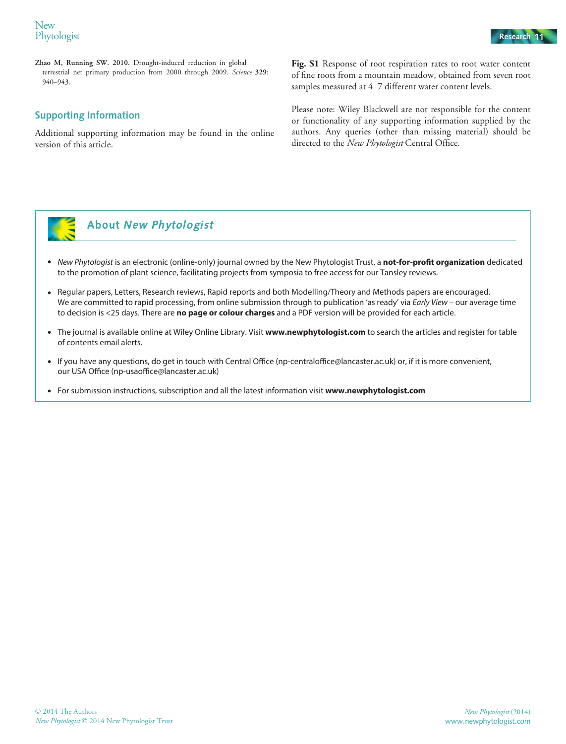**Zhao M, Running SW. 2010.** Drought-induced reduction in global terrestrial net primary production from 2000 through 2009. *Science* **329**: 940–943.

## Supporting Information

Additional supporting information may be found in the online version of this article.

**Fig. S1** Response of root respiration rates to root water content of fine roots from a mountain meadow, obtained from seven root samples measured at 4–7 different water content levels.

Please note: Wiley Blackwell are not responsible for the content or functionality of any supporting information supplied by the authors. Any queries (other than missing material) should be directed to the *New Phytologist* Central Office.

## About *New Phytologist*

- *New Phytologist* is an electronic (online-only) journal owned by the New Phytologist Trust, a **not-for-profit organization** dedicated to the promotion of plant science, facilitating projects from symposia to free access for our Tansley reviews.
- Regular papers, Letters, Research reviews, Rapid reports and both Modelling/Theory and Methods papers are encouraged. We are committed to rapid processing, from online submission through to publication 'as ready' via *Early View* – our average time to decision is <25 days. There are **no page or colour charges** and a PDF version will be provided for each article.
- The journal is available online at Wiley Online Library. Visit **www.newphytologist.com** to search the articles and register for table of contents email alerts.
- If you have any questions, do get in touch with Central Office (np-centraloffice@lancaster.ac.uk) or, if it is more convenient, our USA Office (np-usaoffice@lancaster.ac.uk)
- For submission instructions, subscription and all the latest information visit **www.newphytologist.com**